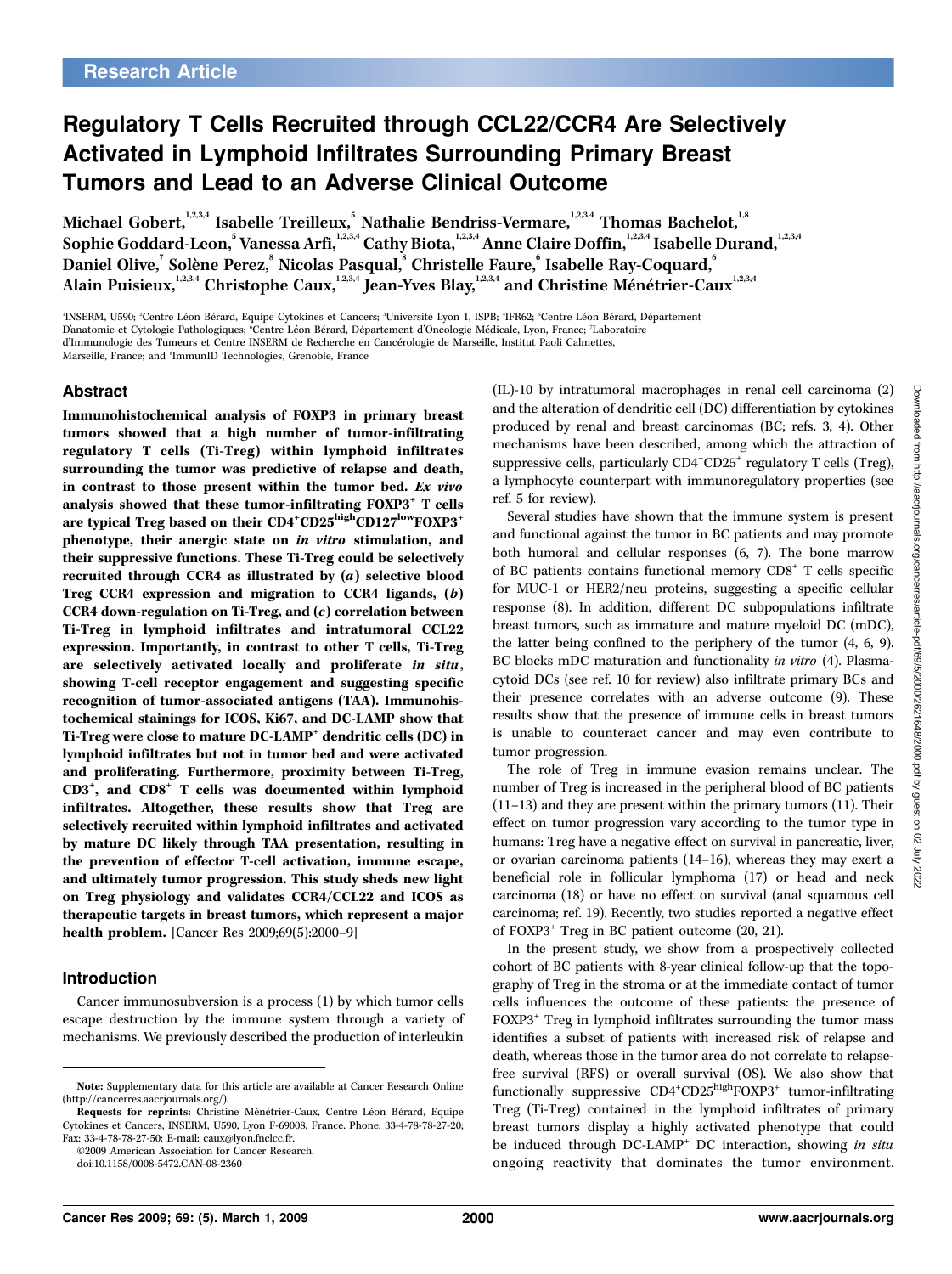Research Article

# Regulatory T Cells Recruited through CCL22/CCR4 Are Selectively Activated in Lymphoid Infiltrates Surrounding Primary Breast Tumors and Lead to an Adverse Clinical Outcome

Michael Gobert,[1,2,3,4] Isabelle Treilleux,[5] Nathalie Bendriss-Vermare,[1,2,3,4] Thomas Bachelot,[1,8] Sophie Goddard-Leon,[5] Vanessa Arfi,[1,2,3,4] Cathy Biota,[1,2,3,4] Anne Claire Doffin,[1,2,3,4] Isabelle Durand,[1,2,3,4] Daniel Olive,[7] Solène Perez,[8] Nicolas Pasqual,[8] Christelle Faure,[6] Isabelle Ray-Coquard,[6] Alain Puisieux,[1,2,3,4] Christophe Caux,[1,2,3,4] Jean-Yves Blay,[1,2,3,4] and Christine Ménétrier-Caux[1,2,3,4]

[1]INSERM, U590; [2]Centre Léon Bérard, Equipe Cytokines et Cancers; [3]Université Lyon 1, ISPB; [4]IFR62; [5]Centre Léon Bérard, Département D'anatomie et Cytologie Pathologiques; [6]Centre Léon Bérard, Département d'Oncologie Médicale, Lyon, France; [7]Laboratoire d'Immunologie des Tumeurs et Centre INSERM de Recherche en Cancérologie de Marseille, Institut Paoli Calmettes, Marseille, France; and [8]ImmunID Technologies, Grenoble, France

## Abstract

**Immunohistochemical analysis of FOXP3 in primary breast tumors showed that a high number of tumor-infiltrating regulatory T cells (Ti-Treg) within lymphoid infiltrates surrounding the tumor was predictive of relapse and death, in contrast to those present within the tumor bed. *Ex vivo* analysis showed that these tumor-infiltrating FOXP3$^+$ T cells are typical Treg based on their CD4$^+$CD25$^{high}$CD127$^{low}$FOXP3$^+$ phenotype, their anergic state on *in vitro* stimulation, and their suppressive functions. These Ti-Treg could be selectively recruited through CCR4 as illustrated by (*a*) selective blood Treg CCR4 expression and migration to CCR4 ligands, (*b*) CCR4 down-regulation on Ti-Treg, and (*c*) correlation between Ti-Treg in lymphoid infiltrates and intratumoral CCL22 expression. Importantly, in contrast to other T cells, Ti-Treg are selectively activated locally and proliferate *in situ*, showing T-cell receptor engagement and suggesting specific recognition of tumor-associated antigens (TAA). Immunohistochemical stainings for ICOS, Ki67, and DC-LAMP show that Ti-Treg were close to mature DC-LAMP$^+$ dendritic cells (DC) in lymphoid infiltrates but not in tumor bed and were activated and proliferating. Furthermore, proximity between Ti-Treg, CD3$^+$, and CD8$^+$ T cells was documented within lymphoid infiltrates. Altogether, these results show that Treg are selectively recruited within lymphoid infiltrates and activated by mature DC likely through TAA presentation, resulting in the prevention of effector T-cell activation, immune escape, and ultimately tumor progression. This study sheds new light on Treg physiology and validates CCR4/CCL22 and ICOS as therapeutic targets in breast tumors, which represent a major health problem.** [Cancer Res 2009;69(5):2000–9]

## Introduction

Cancer immunosubversion is a process (1) by which tumor cells escape destruction by the immune system through a variety of mechanisms. We previously described the production of interleukin (IL)-10 by intratumoral macrophages in renal cell carcinoma (2) and the alteration of dendritic cell (DC) differentiation by cytokines produced by renal and breast carcinomas (BC; refs. 3, 4). Other mechanisms have been described, among which the attraction of suppressive cells, particularly CD4$^+$CD25$^+$ regulatory T cells (Treg), a lymphocyte counterpart with immunoregulatory properties (see ref. 5 for review).

Several studies have shown that the immune system is present and functional against the tumor in BC patients and may promote both humoral and cellular responses (6, 7). The bone marrow of BC patients contains functional memory CD8$^+$ T cells specific for MUC-1 or HER2/neu proteins, suggesting a specific cellular response (8). In addition, different DC subpopulations infiltrate breast tumors, such as immature and mature myeloid DC (mDC), the latter being confined to the periphery of the tumor (4, 6, 9). BC blocks mDC maturation and functionality *in vitro* (4). Plasmacytoid DCs (see ref. 10 for review) also infiltrate primary BCs and their presence correlates with an adverse outcome (9). These results show that the presence of immune cells in breast tumors is unable to counteract cancer and may even contribute to tumor progression.

The role of Treg in immune evasion remains unclear. The number of Treg is increased in the peripheral blood of BC patients (11–13) and they are present within the primary tumors (11). Their effect on tumor progression vary according to the tumor type in humans: Treg have a negative effect on survival in pancreatic, liver, or ovarian carcinoma patients (14–16), whereas they may exert a beneficial role in follicular lymphoma (17) or head and neck carcinoma (18) or have no effect on survival (anal squamous cell carcinoma; ref. 19). Recently, two studies reported a negative effect of FOXP3$^+$ Treg in BC patient outcome (20, 21).

In the present study, we show from a prospectively collected cohort of BC patients with 8-year clinical follow-up that the topography of Treg in the stroma or at the immediate contact of tumor cells influences the outcome of these patients: the presence of FOXP3$^+$ Treg in lymphoid infiltrates surrounding the tumor mass identifies a subset of patients with increased risk of relapse and death, whereas those in the tumor area do not correlate to relapse-free survival (RFS) or overall survival (OS). We also show that functionally suppressive CD4$^+$CD25$^{high}$FOXP3$^+$ tumor-infiltrating Treg (Ti-Treg) contained in the lymphoid infiltrates of primary breast tumors display a highly activated phenotype that could be induced through DC-LAMP$^+$ DC interaction, showing *in situ* ongoing reactivity that dominates the tumor environment.

**Note:** Supplementary data for this article are available at Cancer Research Online (http://cancerres.aacrjournals.org/).

**Requests for reprints:** Christine Ménétrier-Caux, Centre Léon Bérard, Equipe Cytokines et Cancers, INSERM, U590, Lyon F-69008, France. Phone: 33-4-78-78-27-20; Fax: 33-4-78-78-27-50; E-mail: caux@lyon.fnclcc.fr.

©2009 American Association for Cancer Research.

doi:10.1158/0008-5472.CAN-08-2360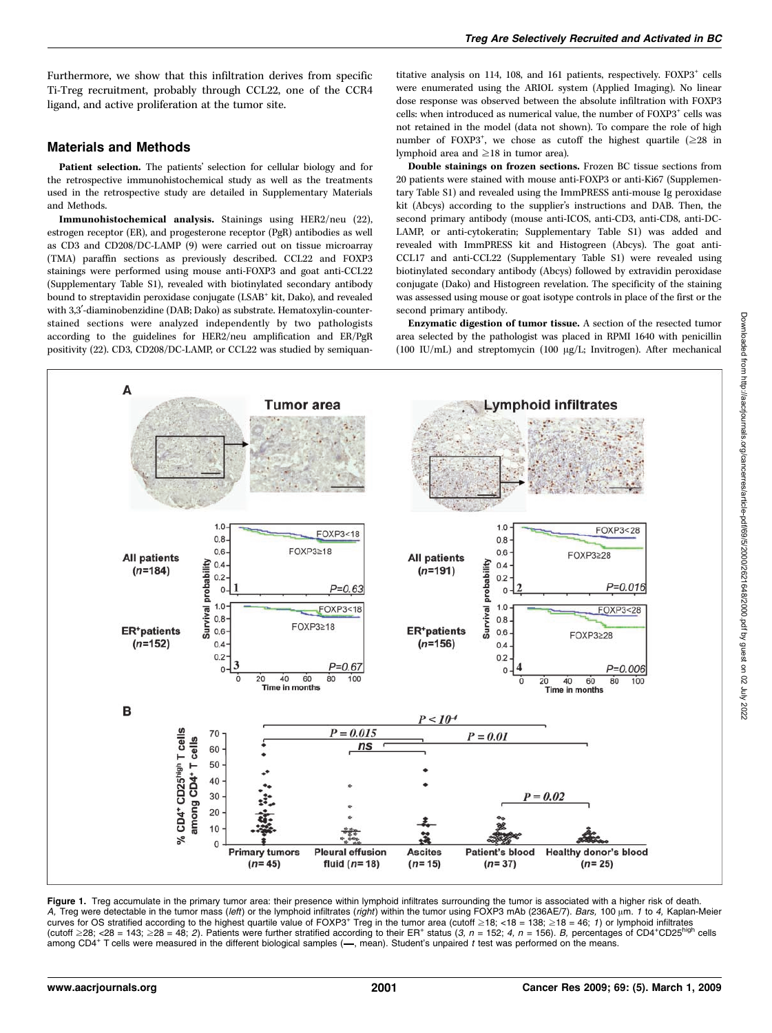Furthermore, we show that this infiltration derives from specific Ti-Treg recruitment, probably through CCL22, one of the CCR4 ligand, and active proliferation at the tumor site.

## Materials and Methods

**Patient selection.** The patients' selection for cellular biology and for the retrospective immunohistochemical study as well as the treatments used in the retrospective study are detailed in Supplementary Materials and Methods.

**Immunohistochemical analysis.** Stainings using HER2/neu (22), estrogen receptor (ER), and progesterone receptor (PgR) antibodies as well as CD3 and CD208/DC-LAMP (9) were carried out on tissue microarray (TMA) paraffin sections as previously described. CCL22 and FOXP3 stainings were performed using mouse anti-FOXP3 and goat anti-CCL22 (Supplementary Table S1), revealed with biotinylated secondary antibody bound to streptavidin peroxidase conjugate (LSAB$^+$ kit, Dako), and revealed with 3,3′-diaminobenzidine (DAB; Dako) as substrate. Hematoxylin-counter-stained sections were analyzed independently by two pathologists according to the guidelines for HER2/neu amplification and ER/PgR positivity (22). CD3, CD208/DC-LAMP, or CCL22 was studied by semiquantitative analysis on 114, 108, and 161 patients, respectively. FOXP3$^+$ cells were enumerated using the ARIOL system (Applied Imaging). No linear dose response was observed between the absolute infiltration with FOXP3 cells: when introduced as numerical value, the number of FOXP3$^+$ cells was not retained in the model (data not shown). To compare the role of high number of FOXP3$^+$, we chose as cutoff the highest quartile (≥28 in lymphoid area and ≥18 in tumor area).

**Double stainings on frozen sections.** Frozen BC tissue sections from 20 patients were stained with mouse anti-FOXP3 or anti-Ki67 (Supplementary Table S1) and revealed using the ImmPRESS anti-mouse Ig peroxidase kit (Abcys) according to the supplier's instructions and DAB. Then, the second primary antibody (mouse anti-ICOS, anti-CD3, anti-CD8, anti-DC-LAMP, or anti-cytokeratin; Supplementary Table S1) was added and revealed with ImmPRESS kit and Histogreen (Abcys). The goat anti-CCL17 and anti-CCL22 (Supplementary Table S1) were revealed using biotinylated secondary antibody (Abcys) followed by extravidin peroxidase conjugate (Dako) and Histogreen revelation. The specificity of the staining was assessed using mouse or goat isotype controls in place of the first or the second primary antibody.

**Enzymatic digestion of tumor tissue.** A section of the resected tumor area selected by the pathologist was placed in RPMI 1640 with penicillin (100 IU/mL) and streptomycin (100 μg/L; Invitrogen). After mechanical

**Figure 1.** Treg accumulate in the primary tumor area: their presence within lymphoid infiltrates surrounding the tumor is associated with a higher risk of death. *A,* Treg were detectable in the tumor mass (*left*) or the lymphoid infiltrates (*right*) within the tumor using FOXP3 mAb (236AE/7). *Bars,* 100 μm. *1* to *4,* Kaplan-Meier curves for OS stratified according to the highest quartile value of FOXP3$^+$ Treg in the tumor area (cutoff ≥18; <18 = 138; ≥18 = 46; *1*) or lymphoid infiltrates (cutoff ≥28; <28 = 143; ≥28 = 48; *2*). Patients were further stratified according to their ER$^+$ status (*3*, *n* = 152; *4*, *n* = 156). *B,* percentages of CD4$^+$CD25$^{high}$ cells among CD4$^+$ T cells were measured in the different biological samples (—, mean). Student's unpaired *t* test was performed on the means.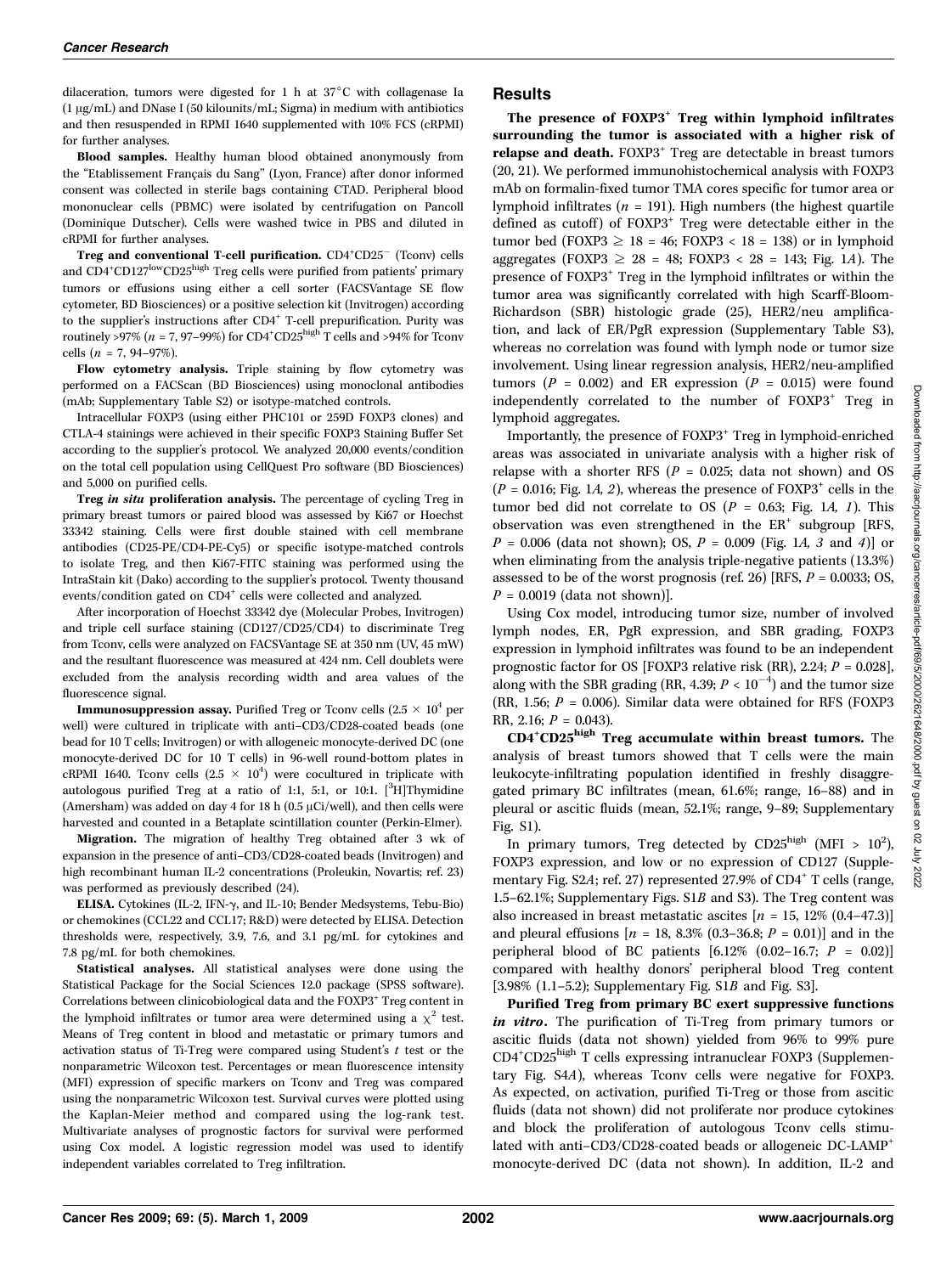dilaceration, tumors were digested for 1 h at 37°C with collagenase Ia (1 μg/mL) and DNase I (50 kilounits/mL; Sigma) in medium with antibiotics and then resuspended in RPMI 1640 supplemented with 10% FCS (cRPMI) for further analyses.

**Blood samples.** Healthy human blood obtained anonymously from the "Etablissement Français du Sang" (Lyon, France) after donor informed consent was collected in sterile bags containing CTAD. Peripheral blood mononuclear cells (PBMC) were isolated by centrifugation on Pancoll (Dominique Dutscher). Cells were washed twice in PBS and diluted in cRPMI for further analyses.

**Treg and conventional T-cell purification.** $CD4^+CD25^-$ (Tconv) cells and $CD4^+CD127^{low}CD25^{high}$ Treg cells were purified from patients' primary tumors or effusions using either a cell sorter (FACSVantage SE flow cytometer, BD Biosciences) or a positive selection kit (Invitrogen) according to the supplier's instructions after $CD4^+$ T-cell prepurification. Purity was routinely >97% ($n$ = 7, 97–99%) for $CD4^+CD25^{high}$ T cells and >94% for Tconv cells ($n$ = 7, 94–97%).

**Flow cytometry analysis.** Triple staining by flow cytometry was performed on a FACScan (BD Biosciences) using monoclonal antibodies (mAb; Supplementary Table S2) or isotype-matched controls.

Intracellular FOXP3 (using either PHC101 or 259D FOXP3 clones) and CTLA-4 stainings were achieved in their specific FOXP3 Staining Buffer Set according to the supplier's protocol. We analyzed 20,000 events/condition on the total cell population using CellQuest Pro software (BD Biosciences) and 5,000 on purified cells.

**Treg *in situ* proliferation analysis.** The percentage of cycling Treg in primary breast tumors or paired blood was assessed by Ki67 or Hoechst 33342 staining. Cells were first double stained with cell membrane antibodies (CD25-PE/CD4-PE-Cy5) or specific isotype-matched controls to isolate Treg, and then Ki67-FITC staining was performed using the IntraStain kit (Dako) according to the supplier's protocol. Twenty thousand events/condition gated on $CD4^+$ cells were collected and analyzed.

After incorporation of Hoechst 33342 dye (Molecular Probes, Invitrogen) and triple cell surface staining (CD127/CD25/CD4) to discriminate Treg from Tconv, cells were analyzed on FACSVantage SE at 350 nm (UV, 45 mW) and the resultant fluorescence was measured at 424 nm. Cell doublets were excluded from the analysis recording width and area values of the fluorescence signal.

**Immunosuppression assay.** Purified Treg or Tconv cells ($2.5 \times 10^4$ per well) were cultured in triplicate with anti–CD3/CD28-coated beads (one bead for 10 T cells; Invitrogen) or with allogeneic monocyte-derived DC (one monocyte-derived DC for 10 T cells) in 96-well round-bottom plates in cRPMI 1640. Tconv cells ($2.5 \times 10^4$) were cocultured in triplicate with autologous purified Treg at a ratio of 1:1, 5:1, or 10:1. [$^3$H]Thymidine (Amersham) was added on day 4 for 18 h (0.5 μCi/well), and then cells were harvested and counted in a Betaplate scintillation counter (Perkin-Elmer).

**Migration.** The migration of healthy Treg obtained after 3 wk of expansion in the presence of anti–CD3/CD28-coated beads (Invitrogen) and high recombinant human IL-2 concentrations (Proleukin, Novartis; ref. 23) was performed as previously described (24).

**ELISA.** Cytokines (IL-2, IFN-γ, and IL-10; Bender Medsystems, Tebu-Bio) or chemokines (CCL22 and CCL17; R&D) were detected by ELISA. Detection thresholds were, respectively, 3.9, 7.6, and 3.1 pg/mL for cytokines and 7.8 pg/mL for both chemokines.

**Statistical analyses.** All statistical analyses were done using the Statistical Package for the Social Sciences 12.0 package (SPSS software). Correlations between clinicobiological data and the $FOXP3^+$ Treg content in the lymphoid infiltrates or tumor area were determined using a $\chi^2$ test. Means of Treg content in blood and metastatic or primary tumors and activation status of Ti-Treg were compared using Student's $t$ test or the nonparametric Wilcoxon test. Percentages or mean fluorescence intensity (MFI) expression of specific markers on Tconv and Treg was compared using the nonparametric Wilcoxon test. Survival curves were plotted using the Kaplan-Meier method and compared using the log-rank test. Multivariate analyses of prognostic factors for survival were performed using Cox model. A logistic regression model was used to identify independent variables correlated to Treg infiltration.

## Results

**The presence of $FOXP3^+$ Treg within lymphoid infiltrates surrounding the tumor is associated with a higher risk of relapse and death.** $FOXP3^+$ Treg are detectable in breast tumors (20, 21). We performed immunohistochemical analysis with FOXP3 mAb on formalin-fixed tumor TMA cores specific for tumor area or lymphoid infiltrates ($n$ = 191). High numbers (the highest quartile defined as cutoff) of $FOXP3^+$ Treg were detectable either in the tumor bed (FOXP3 ≥ 18 = 46; FOXP3 < 18 = 138) or in lymphoid aggregates (FOXP3 ≥ 28 = 48; FOXP3 < 28 = 143; Fig. 1*A*). The presence of $FOXP3^+$ Treg in the lymphoid infiltrates or within the tumor area was significantly correlated with high Scarff-Bloom-Richardson (SBR) histologic grade (25), HER2/neu amplification, and lack of ER/PgR expression (Supplementary Table S3), whereas no correlation was found with lymph node or tumor size involvement. Using linear regression analysis, HER2/neu-amplified tumors ($P$ = 0.002) and ER expression ($P$ = 0.015) were found independently correlated to the number of $FOXP3^+$ Treg in lymphoid aggregates.

Importantly, the presence of $FOXP3^+$ Treg in lymphoid-enriched areas was associated in univariate analysis with a higher risk of relapse with a shorter RFS ($P$ = 0.025; data not shown) and OS ($P$ = 0.016; Fig. 1*A, 2*), whereas the presence of $FOXP3^+$ cells in the tumor bed did not correlate to OS ($P$ = 0.63; Fig. 1*A, 1*). This observation was even strengthened in the $ER^+$ subgroup [RFS, $P$ = 0.006 (data not shown); OS, $P$ = 0.009 (Fig. 1*A, 3* and *4*)] or when eliminating from the analysis triple-negative patients (13.3%) assessed to be of the worst prognosis (ref. 26) [RFS, $P$ = 0.0033; OS, $P$ = 0.0019 (data not shown)].

Using Cox model, introducing tumor size, number of involved lymph nodes, ER, PgR expression, and SBR grading, FOXP3 expression in lymphoid infiltrates was found to be an independent prognostic factor for OS [FOXP3 relative risk (RR), 2.24; $P$ = 0.028], along with the SBR grading (RR, 4.39; $P < 10^{-4}$) and the tumor size (RR, 1.56; $P$ = 0.006). Similar data were obtained for RFS (FOXP3 RR, 2.16; $P$ = 0.043).

**$CD4^+CD25^{high}$ Treg accumulate within breast tumors.** The analysis of breast tumors showed that T cells were the main leukocyte-infiltrating population identified in freshly disaggregated primary BC infiltrates (mean, 61.6%; range, 16–88) and in pleural or ascitic fluids (mean, 52.1%; range, 9–89; Supplementary Fig. S1).

In primary tumors, Treg detected by $CD25^{high}$ (MFI > $10^2$), FOXP3 expression, and low or no expression of CD127 (Supplementary Fig. S2*A*; ref. 27) represented 27.9% of $CD4^+$ T cells (range, 1.5–62.1%; Supplementary Figs. S1*B* and S3). The Treg content was also increased in breast metastatic ascites [$n$ = 15, 12% (0.4–47.3)] and pleural effusions [$n$ = 18, 8.3% (0.3–36.8; $P$ = 0.01)] and in the peripheral blood of BC patients [6.12% (0.02–16.7; $P$ = 0.02)] compared with healthy donors' peripheral blood Treg content [3.98% (1.1–5.2); Supplementary Fig. S1*B* and Fig. S3].

**Purified Treg from primary BC exert suppressive functions *in vitro*.** The purification of Ti-Treg from primary tumors or ascitic fluids (data not shown) yielded from 96% to 99% pure $CD4^+CD25^{high}$ T cells expressing intranuclear FOXP3 (Supplementary Fig. S4*A*), whereas Tconv cells were negative for FOXP3. As expected, on activation, purified Ti-Treg or those from ascitic fluids (data not shown) did not proliferate nor produce cytokines and block the proliferation of autologous Tconv cells stimulated with anti–CD3/CD28-coated beads or allogeneic $DC\text{-}LAMP^+$ monocyte-derived DC (data not shown). In addition, IL-2 and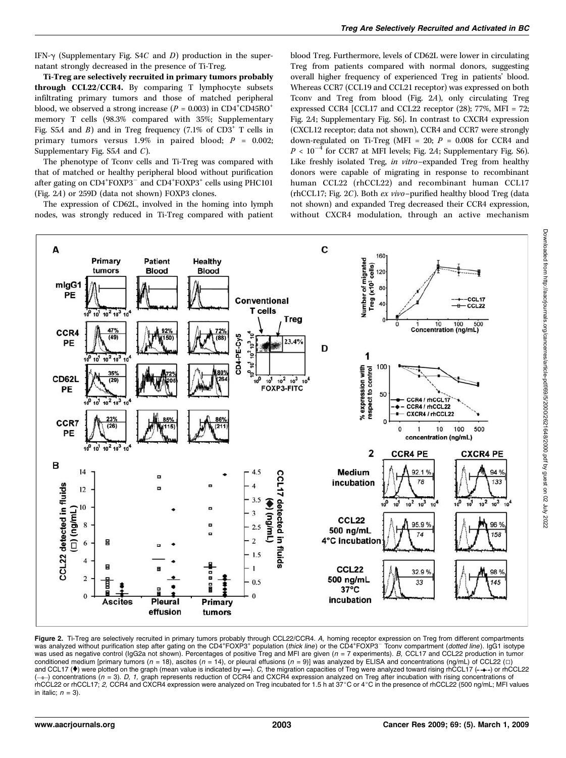IFN-γ (Supplementary Fig. S4*C* and *D*) production in the supernatant strongly decreased in the presence of Ti-Treg.

**Ti-Treg are selectively recruited in primary tumors probably through CCL22/CCR4.** By comparing T lymphocyte subsets infiltrating primary tumors and those of matched peripheral blood, we observed a strong increase ($P = 0.003$) in $CD4^+CD45RO^+$ memory T cells (98.3% compared with 35%; Supplementary Fig. S5*A* and *B*) and in Treg frequency (7.1% of $CD3^+$ T cells in primary tumors versus 1.9% in paired blood; $P = 0.002$; Supplementary Fig. S5*A* and *C*).

The phenotype of Tconv cells and Ti-Treg was compared with that of matched or healthy peripheral blood without purification after gating on $CD4^+FOXP3^-$ and $CD4^+FOXP3^+$ cells using PHC101 (Fig. 2*A*) or 259D (data not shown) FOXP3 clones.

The expression of CD62L, involved in the homing into lymph nodes, was strongly reduced in Ti-Treg compared with patient blood Treg. Furthermore, levels of CD62L were lower in circulating Treg from patients compared with normal donors, suggesting overall higher frequency of experienced Treg in patients' blood. Whereas CCR7 (CCL19 and CCL21 receptor) was expressed on both Tconv and Treg from blood (Fig. 2*A*), only circulating Treg expressed CCR4 [CCL17 and CCL22 receptor (28); 77%, MFI = 72; Fig. 2*A*; Supplementary Fig. S6]. In contrast to CXCR4 expression (CXCL12 receptor; data not shown), CCR4 and CCR7 were strongly down-regulated on Ti-Treg (MFI = 20; $P = 0.008$ for CCR4 and $P < 10^{-4}$ for CCR7 at MFI levels; Fig. 2*A*; Supplementary Fig. S6). Like freshly isolated Treg, *in vitro*–expanded Treg from healthy donors were capable of migrating in response to recombinant human CCL22 (rhCCL22) and recombinant human CCL17 (rhCCL17; Fig. 2*C*). Both *ex vivo*–purified healthy blood Treg (data not shown) and expanded Treg decreased their CCR4 expression, without CXCR4 modulation, through an active mechanism

**Figure 2.** Ti-Treg are selectively recruited in primary tumors probably through CCL22/CCR4. *A*, homing receptor expression on Treg from different compartments was analyzed without purification step after gating on the $CD4^+FOXP3^+$ population (*thick line*) or the $CD4^+FOXP3^-$ Tconv compartment (*dotted line*). IgG1 isotype was used as negative control (IgG2a not shown). Percentages of positive Treg and MFI are given ($n = 7$ experiments). *B*, CCL17 and CCL22 production in tumor conditioned medium [primary tumors ($n = 18$), ascites ($n = 14$), or pleural effusions ($n = 9$)] was analyzed by ELISA and concentrations (ng/mL) of CCL22 (□) and CCL17 (♦) were plotted on the graph (mean value is indicated by —). *C*, the migration capacities of Treg were analyzed toward rising rhCCL17 (--♦--) or rhCCL22 (—□—) concentrations ($n = 3$). *D*, *1*, graph represents reduction of CCR4 and CXCR4 expression analyzed on Treg after incubation with rising concentrations of rhCCL22 or rhCCL17; *2*, CCR4 and CXCR4 expression were analyzed on Treg incubated for 1.5 h at 37°C or 4°C in the presence of rhCCL22 (500 ng/mL; MFI values in italic; $n = 3$).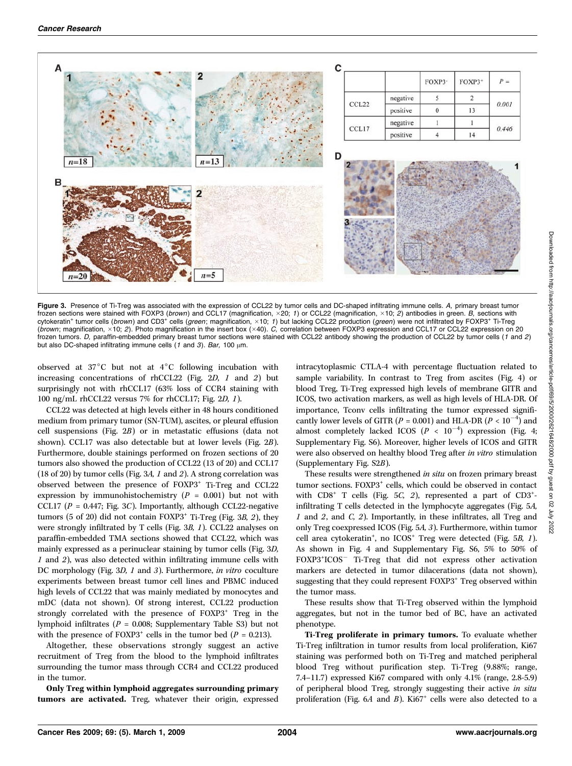| | | FOXP3⁻ | FOXP3⁺ | P = |
|---|---|---|---|---|
| CCL22 | negative | 5 | 2 | 0.001 |
| | positive | 0 | 13 | |
| CCL17 | negative | 1 | 1 | 0.446 |
| | positive | 4 | 14 | |

**Figure 3.** Presence of Ti-Treg was associated with the expression of CCL22 by tumor cells and DC-shaped infiltrating immune cells. *A*, primary breast tumor frozen sections were stained with FOXP3 (*brown*) and CCL17 (magnification, ×20; *1*) or CCL22 (magnification, ×10; *2*) antibodies in green. *B*, sections with cytokeratin$^+$ tumor cells (*brown*) and CD3$^+$ cells (*green*; magnification, ×10; *1*) but lacking CCL22 production (*green*) were not infiltrated by FOXP3$^+$ Ti-Treg (*brown*; magnification, ×10; *2*). Photo magnification in the insert box (×40). *C*, correlation between FOXP3 expression and CCL17 or CCL22 expression on 20 frozen tumors. *D*, paraffin-embedded primary breast tumor sections were stained with CCL22 antibody showing the production of CCL22 by tumor cells (*1* and *2*) but also DC-shaped infiltrating immune cells (*1* and *3*). *Bar*, 100 μm.

observed at 37°C but not at 4°C following incubation with increasing concentrations of rhCCL22 (Fig. 2*D, 1* and *2*) but surprisingly not with rhCCL17 (63% loss of CCR4 staining with 100 ng/mL rhCCL22 versus 7% for rhCCL17; Fig. 2*D, 1*).

CCL22 was detected at high levels either in 48 hours conditioned medium from primary tumor (SN-TUM), ascites, or pleural effusion cell suspensions (Fig. 2*B*) or in metastatic effusions (data not shown). CCL17 was also detectable but at lower levels (Fig. 2*B*). Furthermore, double stainings performed on frozen sections of 20 tumors also showed the production of CCL22 (13 of 20) and CCL17 (18 of 20) by tumor cells (Fig. 3*A, 1* and *2*). A strong correlation was observed between the presence of FOXP3$^+$ Ti-Treg and CCL22 expression by immunohistochemistry ($P$ = 0.001) but not with CCL17 ($P$ = 0.447; Fig. 3*C*). Importantly, although CCL22-negative tumors (5 of 20) did not contain FOXP3$^+$ Ti-Treg (Fig. 3*B, 2*), they were strongly infiltrated by T cells (Fig. 3*B, 1*). CCL22 analyses on paraffin-embedded TMA sections showed that CCL22, which was mainly expressed as a perinuclear staining by tumor cells (Fig. 3*D, 1* and *2*), was also detected within infiltrating immune cells with DC morphology (Fig. 3*D, 1* and *3*). Furthermore, *in vitro* coculture experiments between breast tumor cell lines and PBMC induced high levels of CCL22 that was mainly mediated by monocytes and mDC (data not shown). Of strong interest, CCL22 production strongly correlated with the presence of FOXP3$^+$ Treg in the lymphoid infiltrates ($P$ = 0.008; Supplementary Table S3) but not with the presence of FOXP3$^+$ cells in the tumor bed ($P$ = 0.213).

Altogether, these observations strongly suggest an active recruitment of Treg from the blood to the lymphoid infiltrates surrounding the tumor mass through CCR4 and CCL22 produced in the tumor.

**Only Treg within lymphoid aggregates surrounding primary tumors are activated.** Treg, whatever their origin, expressed intracytoplasmic CTLA-4 with percentage fluctuation related to sample variability. In contrast to Treg from ascites (Fig. 4) or blood Treg, Ti-Treg expressed high levels of membrane GITR and ICOS, two activation markers, as well as high levels of HLA-DR. Of importance, Tconv cells infiltrating the tumor expressed significantly lower levels of GITR ($P$ = 0.001) and HLA-DR ($P < 10^{-4}$) and almost completely lacked ICOS ($P < 10^{-4}$) expression (Fig. 4; Supplementary Fig. S6). Moreover, higher levels of ICOS and GITR were also observed on healthy blood Treg after *in vitro* stimulation (Supplementary Fig. S2*B*).

These results were strengthened *in situ* on frozen primary breast tumor sections. FOXP3$^+$ cells, which could be observed in contact with CD8$^+$ T cells (Fig. 5*C, 2*), represented a part of CD3$^+$-infiltrating T cells detected in the lymphocyte aggregates (Fig. 5*A, 1* and *2*, and *C, 2*). Importantly, in these infiltrates, all Treg and only Treg coexpressed ICOS (Fig. 5*A, 3*). Furthermore, within tumor cell area cytokeratin$^+$, no ICOS$^+$ Treg were detected (Fig. 5*B, 1*). As shown in Fig. 4 and Supplementary Fig. S6, 5% to 50% of FOXP3$^+$ICOS$^-$ Ti-Treg that did not express other activation markers are detected in tumor dilacerations (data not shown), suggesting that they could represent FOXP3$^+$ Treg observed within the tumor mass.

These results show that Ti-Treg observed within the lymphoid aggregates, but not in the tumor bed of BC, have an activated phenotype.

**Ti-Treg proliferate in primary tumors.** To evaluate whether Ti-Treg infiltration in tumor results from local proliferation, Ki67 staining was performed both on Ti-Treg and matched peripheral blood Treg without purification step. Ti-Treg (9.88%; range, 7.4–11.7) expressed Ki67 compared with only 4.1% (range, 2.8-5.9) of peripheral blood Treg, strongly suggesting their active *in situ* proliferation (Fig. 6*A* and *B*). Ki67$^+$ cells were also detected to a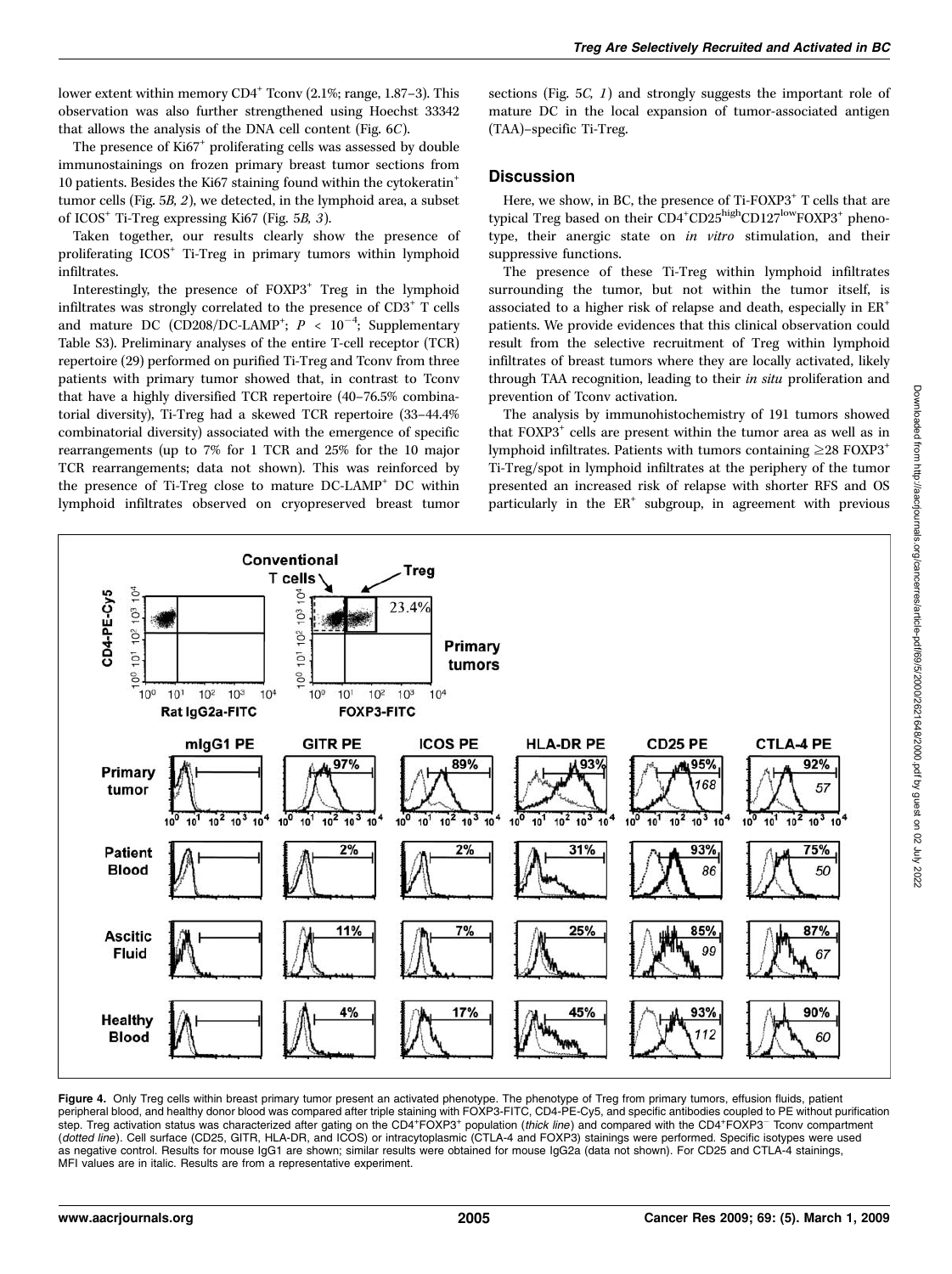lower extent within memory $CD4^+$ Tconv (2.1%; range, 1.87–3). This observation was also further strengthened using Hoechst 33342 that allows the analysis of the DNA cell content (Fig. 6C).

The presence of $Ki67^+$ proliferating cells was assessed by double immunostainings on frozen primary breast tumor sections from 10 patients. Besides the Ki67 staining found within the $cytokeratin^+$ tumor cells (Fig. 5B, 2), we detected, in the lymphoid area, a subset of $ICOS^+$ Ti-Treg expressing Ki67 (Fig. 5B, 3).

Taken together, our results clearly show the presence of proliferating $ICOS^+$ Ti-Treg in primary tumors within lymphoid infiltrates.

Interestingly, the presence of $FOXP3^+$ Treg in the lymphoid infiltrates was strongly correlated to the presence of $CD3^+$ T cells and mature DC ($CD208/DC\text{-}LAMP^+$; $P < 10^{-4}$; Supplementary Table S3). Preliminary analyses of the entire T-cell receptor (TCR) repertoire (29) performed on purified Ti-Treg and Tconv from three patients with primary tumor showed that, in contrast to Tconv that have a highly diversified TCR repertoire (40–76.5% combinatorial diversity), Ti-Treg had a skewed TCR repertoire (33–44.4% combinatorial diversity) associated with the emergence of specific rearrangements (up to 7% for 1 TCR and 25% for the 10 major TCR rearrangements; data not shown). This was reinforced by the presence of Ti-Treg close to mature $DC\text{-}LAMP^+$ DC within lymphoid infiltrates observed on cryopreserved breast tumor sections (Fig. 5C, 1) and strongly suggests the important role of mature DC in the local expansion of tumor-associated antigen (TAA)–specific Ti-Treg.

## Discussion

Here, we show, in BC, the presence of Ti-$FOXP3^+$ T cells that are typical Treg based on their $CD4^+CD25^{high}CD127^{low}FOXP3^+$ phenotype, their anergic state on *in vitro* stimulation, and their suppressive functions.

The presence of these Ti-Treg within lymphoid infiltrates surrounding the tumor, but not within the tumor itself, is associated to a higher risk of relapse and death, especially in $ER^+$ patients. We provide evidences that this clinical observation could result from the selective recruitment of Treg within lymphoid infiltrates of breast tumors where they are locally activated, likely through TAA recognition, leading to their *in situ* proliferation and prevention of Tconv activation.

The analysis by immunohistochemistry of 191 tumors showed that $FOXP3^+$ cells are present within the tumor area as well as in lymphoid infiltrates. Patients with tumors containing ≥28 $FOXP3^+$ Ti-Treg/spot in lymphoid infiltrates at the periphery of the tumor presented an increased risk of relapse with shorter RFS and OS particularly in the $ER^+$ subgroup, in agreement with previous

**Figure 4.** Only Treg cells within breast primary tumor present an activated phenotype. The phenotype of Treg from primary tumors, effusion fluids, patient peripheral blood, and healthy donor blood was compared after triple staining with FOXP3-FITC, CD4-PE-Cy5, and specific antibodies coupled to PE without purification step. Treg activation status was characterized after gating on the $CD4^+FOXP3^+$ population (*thick line*) and compared with the $CD4^+FOXP3^-$ Tconv compartment (*dotted line*). Cell surface (CD25, GITR, HLA-DR, and ICOS) or intracytoplasmic (CTLA-4 and FOXP3) stainings were performed. Specific isotypes were used as negative control. Results for mouse IgG1 are shown; similar results were obtained for mouse IgG2a (data not shown). For CD25 and CTLA-4 stainings, MFI values are in italic. Results are from a representative experiment.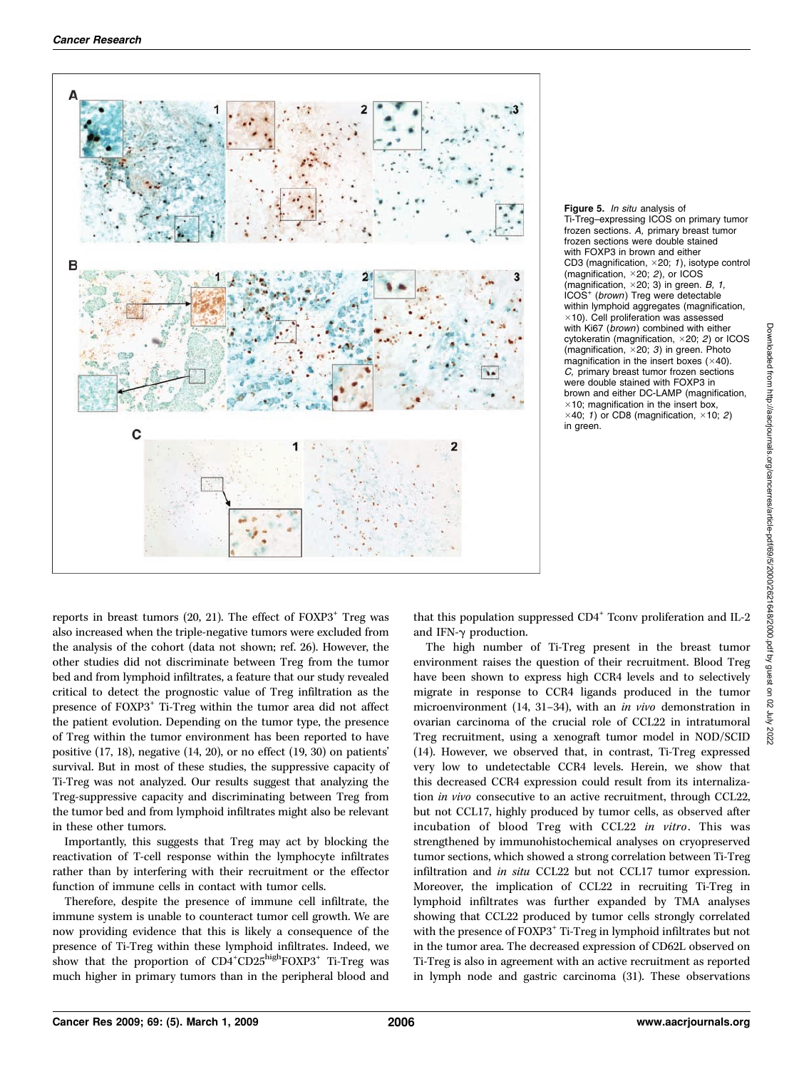**Figure 5.** *In situ* analysis of Ti-Treg–expressing ICOS on primary tumor frozen sections. *A,* primary breast tumor frozen sections were double stained with FOXP3 in brown and either CD3 (magnification, ×20; *1*), isotype control (magnification, ×20; *2*), or ICOS (magnification, ×20; 3) in green. *B, 1,* ICOS+ (*brown*) Treg were detectable within lymphoid aggregates (magnification, ×10). Cell proliferation was assessed with Ki67 (*brown*) combined with either cytokeratin (magnification, ×20; *2*) or ICOS (magnification, ×20; *3*) in green. Photo magnification in the insert boxes (×40). *C,* primary breast tumor frozen sections were double stained with FOXP3 in brown and either DC-LAMP (magnification, ×10; magnification in the insert box, ×40; *1*) or CD8 (magnification, ×10; *2*) in green.

reports in breast tumors (20, 21). The effect of FOXP3+ Treg was also increased when the triple-negative tumors were excluded from the analysis of the cohort (data not shown; ref. 26). However, the other studies did not discriminate between Treg from the tumor bed and from lymphoid infiltrates, a feature that our study revealed critical to detect the prognostic value of Treg infiltration as the presence of FOXP3+ Ti-Treg within the tumor area did not affect the patient evolution. Depending on the tumor type, the presence of Treg within the tumor environment has been reported to have positive (17, 18), negative (14, 20), or no effect (19, 30) on patients' survival. But in most of these studies, the suppressive capacity of Ti-Treg was not analyzed. Our results suggest that analyzing the Treg-suppressive capacity and discriminating between Treg from the tumor bed and from lymphoid infiltrates might also be relevant in these other tumors.

Importantly, this suggests that Treg may act by blocking the reactivation of T-cell response within the lymphocyte infiltrates rather than by interfering with their recruitment or the effector function of immune cells in contact with tumor cells.

Therefore, despite the presence of immune cell infiltrate, the immune system is unable to counteract tumor cell growth. We are now providing evidence that this is likely a consequence of the presence of Ti-Treg within these lymphoid infiltrates. Indeed, we show that the proportion of CD4+CD25highFOXP3+ Ti-Treg was much higher in primary tumors than in the peripheral blood and that this population suppressed CD4+ Tconv proliferation and IL-2 and IFN-γ production.

The high number of Ti-Treg present in the breast tumor environment raises the question of their recruitment. Blood Treg have been shown to express high CCR4 levels and to selectively migrate in response to CCR4 ligands produced in the tumor microenvironment (14, 31–34), with an *in vivo* demonstration in ovarian carcinoma of the crucial role of CCL22 in intratumoral Treg recruitment, using a xenograft tumor model in NOD/SCID (14). However, we observed that, in contrast, Ti-Treg expressed very low to undetectable CCR4 levels. Herein, we show that this decreased CCR4 expression could result from its internalization *in vivo* consecutive to an active recruitment, through CCL22, but not CCL17, highly produced by tumor cells, as observed after incubation of blood Treg with CCL22 *in vitro*. This was strengthened by immunohistochemical analyses on cryopreserved tumor sections, which showed a strong correlation between Ti-Treg infiltration and *in situ* CCL22 but not CCL17 tumor expression. Moreover, the implication of CCL22 in recruiting Ti-Treg in lymphoid infiltrates was further expanded by TMA analyses showing that CCL22 produced by tumor cells strongly correlated with the presence of FOXP3+ Ti-Treg in lymphoid infiltrates but not in the tumor area. The decreased expression of CD62L observed on Ti-Treg is also in agreement with an active recruitment as reported in lymph node and gastric carcinoma (31). These observations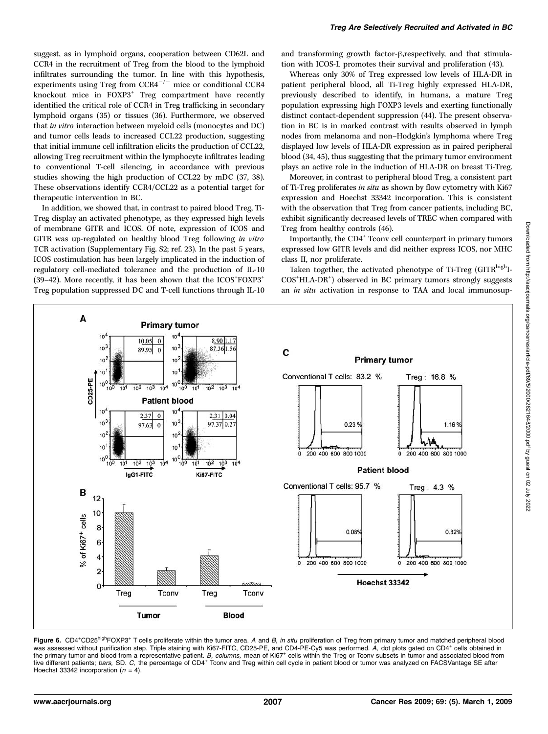suggest, as in lymphoid organs, cooperation between CD62L and CCR4 in the recruitment of Treg from the blood to the lymphoid infiltrates surrounding the tumor. In line with this hypothesis, experiments using Treg from $CCR4^{-/-}$ mice or conditional CCR4 knockout mice in $FOXP3^{+}$ Treg compartment have recently identified the critical role of CCR4 in Treg trafficking in secondary lymphoid organs (35) or tissues (36). Furthermore, we observed that *in vitro* interaction between myeloid cells (monocytes and DC) and tumor cells leads to increased CCL22 production, suggesting that initial immune cell infiltration elicits the production of CCL22, allowing Treg recruitment within the lymphocyte infiltrates leading to conventional T-cell silencing, in accordance with previous studies showing the high production of CCL22 by mDC (37, 38). These observations identify CCR4/CCL22 as a potential target for therapeutic intervention in BC.

In addition, we showed that, in contrast to paired blood Treg, Ti-Treg display an activated phenotype, as they expressed high levels of membrane GITR and ICOS. Of note, expression of ICOS and GITR was up-regulated on healthy blood Treg following *in vitro* TCR activation (Supplementary Fig. S2; ref. 23). In the past 5 years, ICOS costimulation has been largely implicated in the induction of regulatory cell-mediated tolerance and the production of IL-10 (39–42). More recently, it has been shown that the $ICOS^{+}FOXP3^{+}$ Treg population suppressed DC and T-cell functions through IL-10 and transforming growth factor-β,respectively, and that stimulation with ICOS-L promotes their survival and proliferation (43).

Whereas only 30% of Treg expressed low levels of HLA-DR in patient peripheral blood, all Ti-Treg highly expressed HLA-DR, previously described to identify, in humans, a mature Treg population expressing high FOXP3 levels and exerting functionally distinct contact-dependent suppression (44). The present observation in BC is in marked contrast with results observed in lymph nodes from melanoma and non–Hodgkin's lymphoma where Treg displayed low levels of HLA-DR expression as in paired peripheral blood (34, 45), thus suggesting that the primary tumor environment plays an active role in the induction of HLA-DR on breast Ti-Treg.

Moreover, in contrast to peripheral blood Treg, a consistent part of Ti-Treg proliferates *in situ* as shown by flow cytometry with Ki67 expression and Hoechst 33342 incorporation. This is consistent with the observation that Treg from cancer patients, including BC, exhibit significantly decreased levels of TREC when compared with Treg from healthy controls (46).

Importantly, the $CD4^{+}$ Tconv cell counterpart in primary tumors expressed low GITR levels and did neither express ICOS, nor MHC class II, nor proliferate.

Taken together, the activated phenotype of Ti-Treg ($GITR^{high}ICOS^{+}HLA\text{-}DR^{+}$) observed in BC primary tumors strongly suggests an *in situ* activation in response to TAA and local immunosup-

**Figure 6.** $CD4^{+}CD25^{high}FOXP3^{+}$ T cells proliferate within the tumor area. *A* and *B*, *in situ* proliferation of Treg from primary tumor and matched peripheral blood was assessed without purification step. Triple staining with Ki67-FITC, CD25-PE, and CD4-PE-Cy5 was performed. *A*, dot plots gated on $CD4^{+}$ cells obtained in the primary tumor and blood from a representative patient. *B*, *columns*, mean of $Ki67^{+}$ cells within the Treg or Tconv subsets in tumor and associated blood from five different patients; *bars*, SD. *C*, the percentage of $CD4^{+}$ Tconv and Treg within cell cycle in patient blood or tumor was analyzed on FACSVantage SE after Hoechst 33342 incorporation ($n = 4$).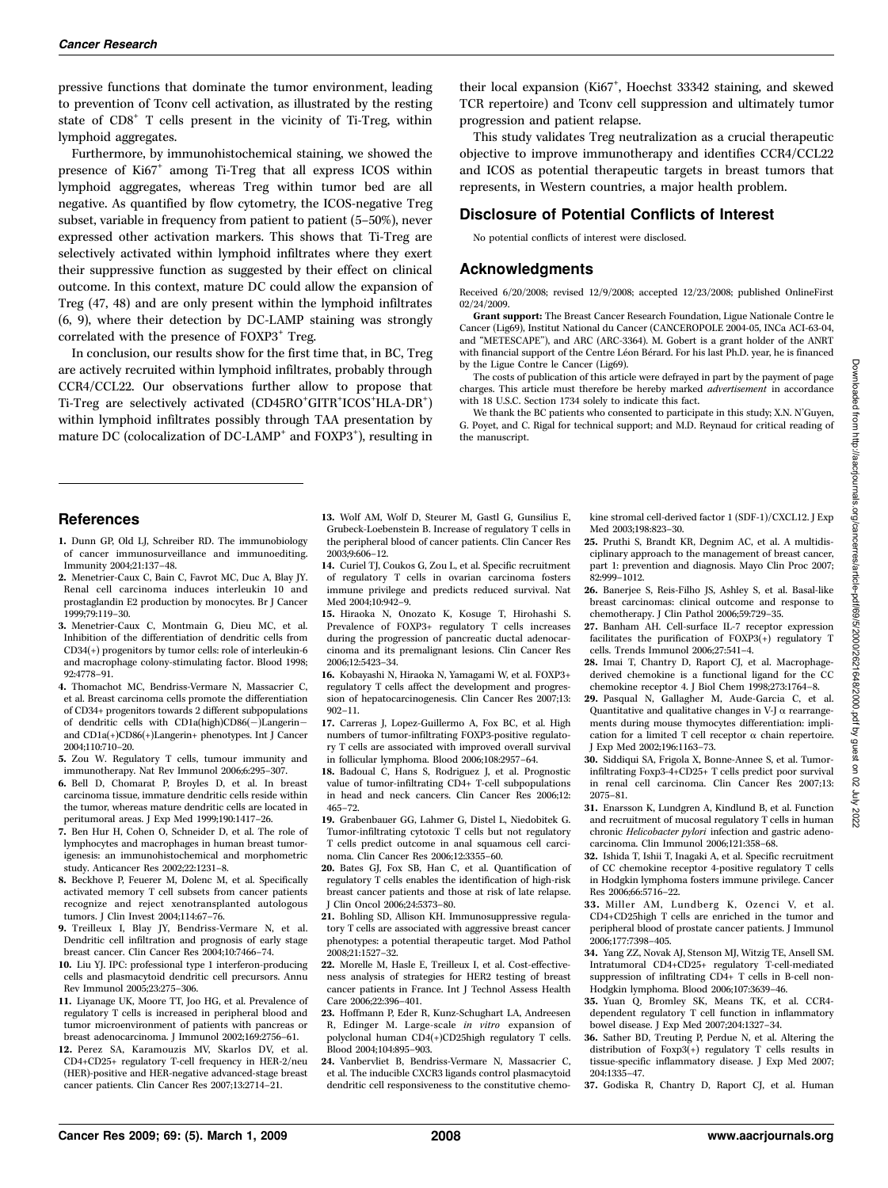pressive functions that dominate the tumor environment, leading to prevention of Tconv cell activation, as illustrated by the resting state of CD8+ T cells present in the vicinity of Ti-Treg, within lymphoid aggregates.

Furthermore, by immunohistochemical staining, we showed the presence of Ki67+ among Ti-Treg that all express ICOS within lymphoid aggregates, whereas Treg within tumor bed are all negative. As quantified by flow cytometry, the ICOS-negative Treg subset, variable in frequency from patient to patient (5–50%), never expressed other activation markers. This shows that Ti-Treg are selectively activated within lymphoid infiltrates where they exert their suppressive function as suggested by their effect on clinical outcome. In this context, mature DC could allow the expansion of Treg (47, 48) and are only present within the lymphoid infiltrates (6, 9), where their detection by DC-LAMP staining was strongly correlated with the presence of FOXP3+ Treg.

In conclusion, our results show for the first time that, in BC, Treg are actively recruited within lymphoid infiltrates, probably through CCR4/CCL22. Our observations further allow to propose that Ti-Treg are selectively activated (CD45RO+GITR+ICOS+HLA-DR+) within lymphoid infiltrates possibly through TAA presentation by mature DC (colocalization of DC-LAMP+ and FOXP3+), resulting in their local expansion (Ki67+, Hoechst 33342 staining, and skewed TCR repertoire) and Tconv cell suppression and ultimately tumor progression and patient relapse.

This study validates Treg neutralization as a crucial therapeutic objective to improve immunotherapy and identifies CCR4/CCL22 and ICOS as potential therapeutic targets in breast tumors that represents, in Western countries, a major health problem.

## Disclosure of Potential Conflicts of Interest

No potential conflicts of interest were disclosed.

## Acknowledgments

Received 6/20/2008; revised 12/9/2008; accepted 12/23/2008; published OnlineFirst 02/24/2009.

**Grant support:** The Breast Cancer Research Foundation, Ligue Nationale Contre le Cancer (Lig69), Institut National du Cancer (CANCEROPOLE 2004-05, INCa ACI-63-04, and "METESCAPE"), and ARC (ARC-3364). M. Gobert is a grant holder of the ANRT with financial support of the Centre Léon Bérard. For his last Ph.D. year, he is financed by the Ligue Contre le Cancer (Lig69).

The costs of publication of this article were defrayed in part by the payment of page charges. This article must therefore be hereby marked *advertisement* in accordance with 18 U.S.C. Section 1734 solely to indicate this fact.

We thank the BC patients who consented to participate in this study; X.N. N'Guyen, G. Poyet, and C. Rigal for technical support; and M.D. Reynaud for critical reading of the manuscript.

## References

1. Dunn GP, Old LJ, Schreiber RD. The immunobiology of cancer immunosurveillance and immunoediting. Immunity 2004;21:137–48.
2. Menetrier-Caux C, Bain C, Favrot MC, Duc A, Blay JY. Renal cell carcinoma induces interleukin 10 and prostaglandin E2 production by monocytes. Br J Cancer 1999;79:119–30.
3. Menetrier-Caux C, Montmain G, Dieu MC, et al. Inhibition of the differentiation of dendritic cells from CD34(+) progenitors by tumor cells: role of interleukin-6 and macrophage colony-stimulating factor. Blood 1998; 92:4778–91.
4. Thomachot MC, Bendriss-Vermare N, Massacrier C, et al. Breast carcinoma cells promote the differentiation of CD34+ progenitors towards 2 different subpopulations of dendritic cells with CD1a(high)CD86(−)Langerin− and CD1a(+)CD86(+)Langerin+ phenotypes. Int J Cancer 2004;110:710–20.
5. Zou W. Regulatory T cells, tumour immunity and immunotherapy. Nat Rev Immunol 2006;6:295–307.
6. Bell D, Chomarat P, Broyles D, et al. In breast carcinoma tissue, immature dendritic cells reside within the tumor, whereas mature dendritic cells are located in peritumoral areas. J Exp Med 1999;190:1417–26.
7. Ben Hur H, Cohen O, Schneider D, et al. The role of lymphocytes and macrophages in human breast tumorigenesis: an immunohistochemical and morphometric study. Anticancer Res 2002;22:1231–8.
8. Beckhove P, Feuerer M, Dolenc M, et al. Specifically activated memory T cell subsets from cancer patients recognize and reject xenotransplanted autologous tumors. J Clin Invest 2004;114:67–76.
9. Treilleux I, Blay JY, Bendriss-Vermare N, et al. Dendritic cell infiltration and prognosis of early stage breast cancer. Clin Cancer Res 2004;10:7466–74.
10. Liu YJ. IPC: professional type 1 interferon-producing cells and plasmacytoid dendritic cell precursors. Annu Rev Immunol 2005;23:275–306.
11. Liyanage UK, Moore TT, Joo HG, et al. Prevalence of regulatory T cells is increased in peripheral blood and tumor microenvironment of patients with pancreas or breast adenocarcinoma. J Immunol 2002;169:2756–61.
12. Perez SA, Karamouzis MV, Skarlos DV, et al. CD4+CD25+ regulatory T-cell frequency in HER-2/neu (HER)-positive and HER-negative advanced-stage breast cancer patients. Clin Cancer Res 2007;13:2714–21.
13. Wolf AM, Wolf D, Steurer M, Gastl G, Gunsilius E, Grubeck-Loebenstein B. Increase of regulatory T cells in the peripheral blood of cancer patients. Clin Cancer Res 2003;9:606–12.
14. Curiel TJ, Coukos G, Zou L, et al. Specific recruitment of regulatory T cells in ovarian carcinoma fosters immune privilege and predicts reduced survival. Nat Med 2004;10:942–9.
15. Hiraoka N, Onozato K, Kosuge T, Hirohashi S. Prevalence of FOXP3+ regulatory T cells increases during the progression of pancreatic ductal adenocarcinoma and its premalignant lesions. Clin Cancer Res 2006;12:5423–34.
16. Kobayashi N, Hiraoka N, Yamagami W, et al. FOXP3+ regulatory T cells affect the development and progression of hepatocarcinogenesis. Clin Cancer Res 2007;13: 902–11.
17. Carreras J, Lopez-Guillermo A, Fox BC, et al. High numbers of tumor-infiltrating FOXP3-positive regulatory T cells are associated with improved overall survival in follicular lymphoma. Blood 2006;108:2957–64.
18. Badoual C, Hans S, Rodriguez J, et al. Prognostic value of tumor-infiltrating CD4+ T-cell subpopulations in head and neck cancers. Clin Cancer Res 2006;12: 465–72.
19. Grabenbauer GG, Lahmer G, Distel L, Niedobitek G. Tumor-infiltrating cytotoxic T cells but not regulatory T cells predict outcome in anal squamous cell carcinoma. Clin Cancer Res 2006;12:3355–60.
20. Bates GJ, Fox SB, Han C, et al. Quantification of regulatory T cells enables the identification of high-risk breast cancer patients and those at risk of late relapse. J Clin Oncol 2006;24:5373–80.
21. Bohling SD, Allison KH. Immunosuppressive regulatory T cells are associated with aggressive breast cancer phenotypes: a potential therapeutic target. Mod Pathol 2008;21:1527–32.
22. Morelle M, Hasle E, Treilleux I, et al. Cost-effectiveness analysis of strategies for HER2 testing of breast cancer patients in France. Int J Technol Assess Health Care 2006;22:396–401.
23. Hoffmann P, Eder R, Kunz-Schughart LA, Andreesen R, Edinger M. Large-scale *in vitro* expansion of polyclonal human CD4(+)CD25high regulatory T cells. Blood 2004;104:895–903.
24. Vanbervliet B, Bendriss-Vermare N, Massacrier C, et al. The inducible CXCR3 ligands control plasmacytoid dendritic cell responsiveness to the constitutive chemokine stromal cell-derived factor 1 (SDF-1)/CXCL12. J Exp Med 2003;198:823–30.
25. Pruthi S, Brandt KR, Degnim AC, et al. A multidisciplinary approach to the management of breast cancer, part 1: prevention and diagnosis. Mayo Clin Proc 2007; 82:999–1012.
26. Banerjee S, Reis-Filho JS, Ashley S, et al. Basal-like breast carcinomas: clinical outcome and response to chemotherapy. J Clin Pathol 2006;59:729–35.
27. Banham AH. Cell-surface IL-7 receptor expression facilitates the purification of FOXP3(+) regulatory T cells. Trends Immunol 2006;27:541–4.
28. Imai T, Chantry D, Raport CJ, et al. Macrophage-derived chemokine is a functional ligand for the CC chemokine receptor 4. J Biol Chem 1998;273:1764–8.
29. Pasqual N, Gallagher M, Aude-Garcia C, et al. Quantitative and qualitative changes in V-J α rearrangements during mouse thymocytes differentiation: implication for a limited T cell receptor α chain repertoire. J Exp Med 2002;196:1163–73.
30. Siddiqui SA, Frigola X, Bonne-Annee S, et al. Tumor-infiltrating Foxp3-4+CD25+ T cells predict poor survival in renal cell carcinoma. Clin Cancer Res 2007;13: 2075–81.
31. Enarsson K, Lundgren A, Kindlund B, et al. Function and recruitment of mucosal regulatory T cells in human chronic *Helicobacter pylori* infection and gastric adenocarcinoma. Clin Immunol 2006;121:358–68.
32. Ishida T, Ishii T, Inagaki A, et al. Specific recruitment of CC chemokine receptor 4-positive regulatory T cells in Hodgkin lymphoma fosters immune privilege. Cancer Res 2006;66:5716–22.
33. Miller AM, Lundberg K, Ozenci V, et al. CD4+CD25high T cells are enriched in the tumor and peripheral blood of prostate cancer patients. J Immunol 2006;177:7398–405.
34. Yang ZZ, Novak AJ, Stenson MJ, Witzig TE, Ansell SM. Intratumoral CD4+CD25+ regulatory T-cell-mediated suppression of infiltrating CD4+ T cells in B-cell non-Hodgkin lymphoma. Blood 2006;107:3639–46.
35. Yuan Q, Bromley SK, Means TK, et al. CCR4-dependent regulatory T cell function in inflammatory bowel disease. J Exp Med 2007;204:1327–34.
36. Sather BD, Treuting P, Perdue N, et al. Altering the distribution of Foxp3(+) regulatory T cells results in tissue-specific inflammatory disease. J Exp Med 2007; 204:1335–47.
37. Godiska R, Chantry D, Raport CJ, et al. Human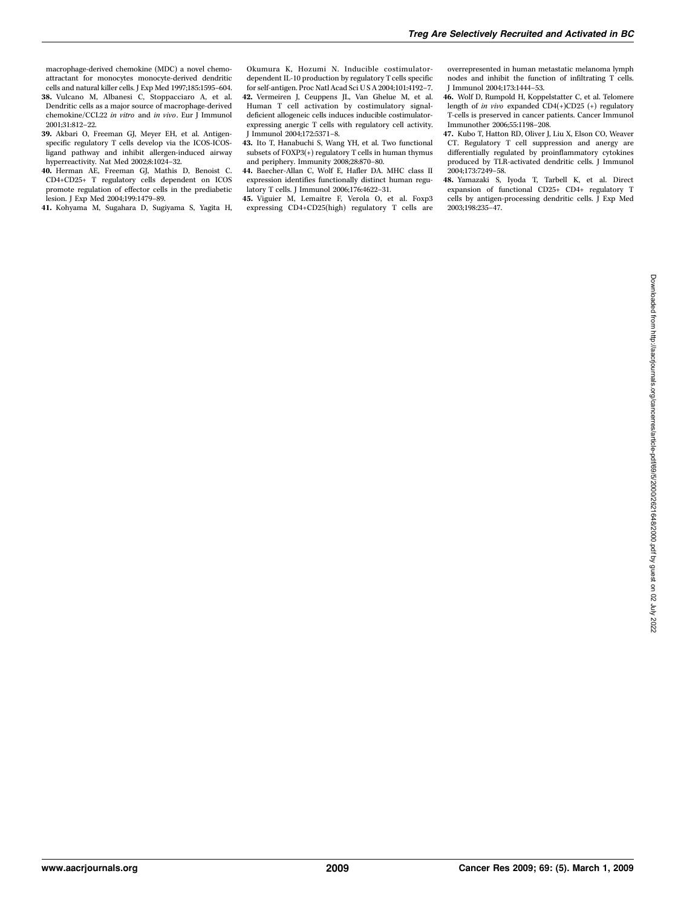macrophage-derived chemokine (MDC) a novel chemoattractant for monocytes monocyte-derived dendritic cells and natural killer cells. J Exp Med 1997;185:1595–604.

38. Vulcano M, Albanesi C, Stoppacciaro A, et al. Dendritic cells as a major source of macrophage-derived chemokine/CCL22 *in vitro* and *in vivo*. Eur J Immunol 2001;31:812–22.

39. Akbari O, Freeman GJ, Meyer EH, et al. Antigen-specific regulatory T cells develop via the ICOS-ICOS-ligand pathway and inhibit allergen-induced airway hyperreactivity. Nat Med 2002;8:1024–32.

40. Herman AE, Freeman GJ, Mathis D, Benoist C. CD4+CD25+ T regulatory cells dependent on ICOS promote regulation of effector cells in the prediabetic lesion. J Exp Med 2004;199:1479–89.

41. Kohyama M, Sugahara D, Sugiyama S, Yagita H, Okumura K, Hozumi N. Inducible costimulator-dependent IL-10 production by regulatory T cells specific for self-antigen. Proc Natl Acad Sci U S A 2004;101:4192–7.

42. Vermeiren J, Ceuppens JL, Van Ghelue M, et al. Human T cell activation by costimulatory signal-deficient allogeneic cells induces inducible costimulator-expressing anergic T cells with regulatory cell activity. J Immunol 2004;172:5371–8.

43. Ito T, Hanabuchi S, Wang YH, et al. Two functional subsets of FOXP3(+) regulatory T cells in human thymus and periphery. Immunity 2008;28:870–80.

44. Baecher-Allan C, Wolf E, Hafler DA. MHC class II expression identifies functionally distinct human regulatory T cells. J Immunol 2006;176:4622–31.

45. Viguier M, Lemaitre F, Verola O, et al. Foxp3 expressing CD4+CD25(high) regulatory T cells are overrepresented in human metastatic melanoma lymph nodes and inhibit the function of infiltrating T cells. J Immunol 2004;173:1444–53.

46. Wolf D, Rumpold H, Koppelstatter C, et al. Telomere length of *in vivo* expanded CD4(+)CD25 (+) regulatory T-cells is preserved in cancer patients. Cancer Immunol Immunother 2006;55:1198–208.

47. Kubo T, Hatton RD, Oliver J, Liu X, Elson CO, Weaver CT. Regulatory T cell suppression and anergy are differentially regulated by proinflammatory cytokines produced by TLR-activated dendritic cells. J Immunol 2004;173:7249–58.

48. Yamazaki S, Iyoda T, Tarbell K, et al. Direct expansion of functional CD25+ CD4+ regulatory T cells by antigen-processing dendritic cells. J Exp Med 2003;198:235–47.